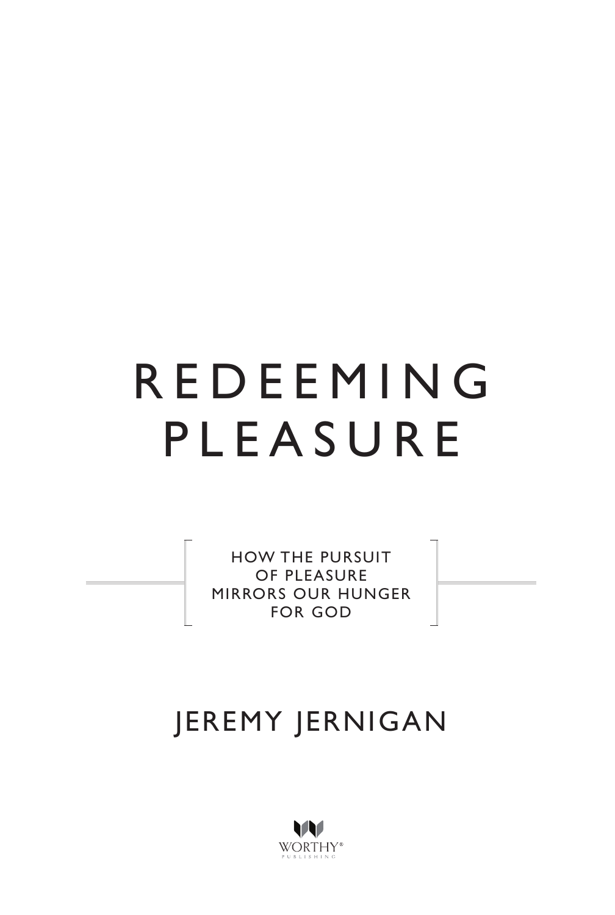# REDEEMING PLEASURE

HOW THE PURSUIT OF PLEASURE MIRRORS OUR HUNGER FOR GOD

JEREMY JERNIGAN

WORTHY® PUBLISHING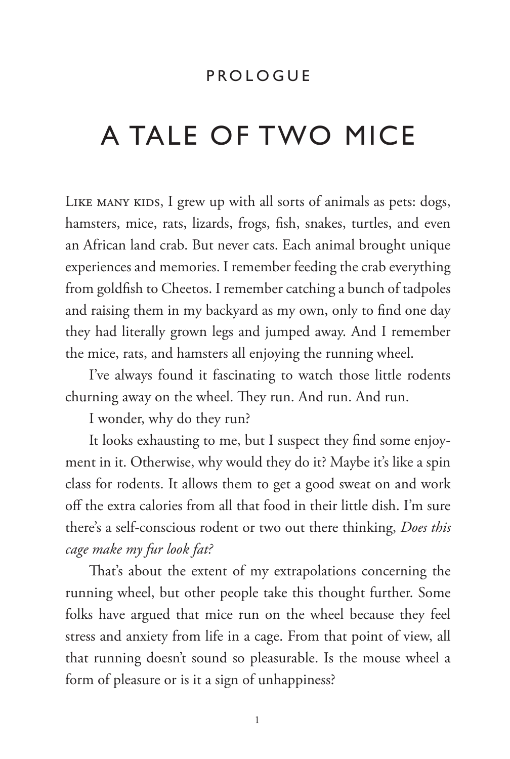PROLOGUE

# A TALE OF TWO MICE

LIKE MANY KIDS, I grew up with all sorts of animals as pets: dogs, hamsters, mice, rats, lizards, frogs, fish, snakes, turtles, and even an African land crab. But never cats. Each animal brought unique experiences and memories. I remember feeding the crab everything from goldfish to Cheetos. I remember catching a bunch of tadpoles and raising them in my backyard as my own, only to find one day they had literally grown legs and jumped away. And I remember the mice, rats, and hamsters all enjoying the running wheel.

I've always found it fascinating to watch those little rodents churning away on the wheel. They run. And run. And run.

I wonder, why do they run?

It looks exhausting to me, but I suspect they find some enjoyment in it. Otherwise, why would they do it? Maybe it's like a spin class for rodents. It allows them to get a good sweat on and work off the extra calories from all that food in their little dish. I'm sure there's a self-conscious rodent or two out there thinking, *Does this cage make my fur look fat?*

That's about the extent of my extrapolations concerning the running wheel, but other people take this thought further. Some folks have argued that mice run on the wheel because they feel stress and anxiety from life in a cage. From that point of view, all that running doesn't sound so pleasurable. Is the mouse wheel a form of pleasure or is it a sign of unhappiness?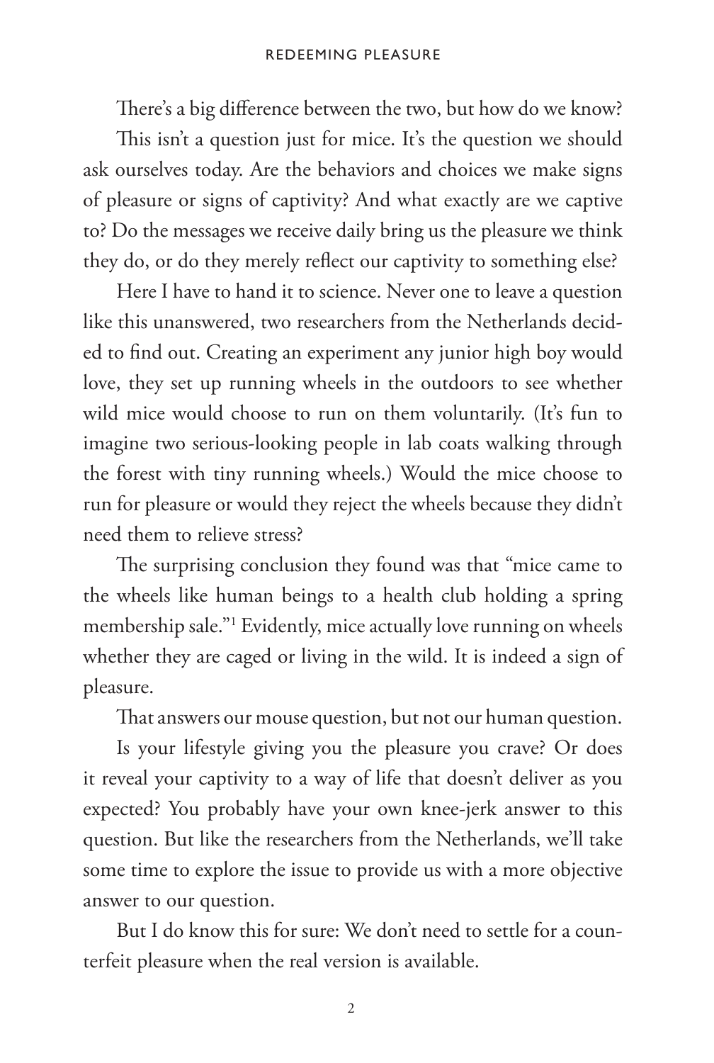There's a big difference between the two, but how do we know?

This isn't a question just for mice. It's the question we should ask ourselves today. Are the behaviors and choices we make signs of pleasure or signs of captivity? And what exactly are we captive to? Do the messages we receive daily bring us the pleasure we think they do, or do they merely reflect our captivity to something else?

Here I have to hand it to science. Never one to leave a question like this unanswered, two researchers from the Netherlands decided to find out. Creating an experiment any junior high boy would love, they set up running wheels in the outdoors to see whether wild mice would choose to run on them voluntarily. (It's fun to imagine two serious-looking people in lab coats walking through the forest with tiny running wheels.) Would the mice choose to run for pleasure or would they reject the wheels because they didn't need them to relieve stress?

The surprising conclusion they found was that "mice came to the wheels like human beings to a health club holding a spring membership sale."[1] Evidently, mice actually love running on wheels whether they are caged or living in the wild. It is indeed a sign of pleasure.

That answers our mouse question, but not our human question.

Is your lifestyle giving you the pleasure you crave? Or does it reveal your captivity to a way of life that doesn't deliver as you expected? You probably have your own knee-jerk answer to this question. But like the researchers from the Netherlands, we'll take some time to explore the issue to provide us with a more objective answer to our question.

But I do know this for sure: We don't need to settle for a counterfeit pleasure when the real version is available.